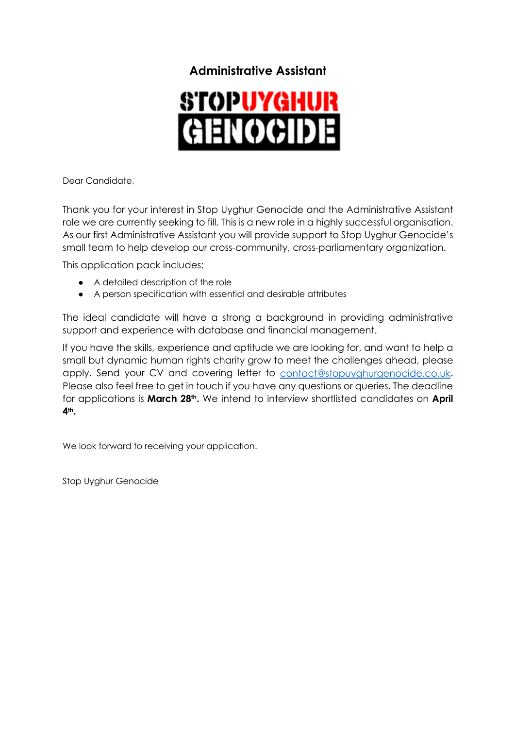# Administrative Assistant

STOP UYGHUR GENOCIDE

Dear Candidate,

Thank you for your interest in Stop Uyghur Genocide and the Administrative Assistant role we are currently seeking to fill. This is a new role in a highly successful organisation. As our first Administrative Assistant you will provide support to Stop Uyghur Genocide's small team to help develop our cross-community, cross-parliamentary organization.

This application pack includes:

- A detailed description of the role
- A person specification with essential and desirable attributes

The ideal candidate will have a strong a background in providing administrative support and experience with database and financial management.

If you have the skills, experience and aptitude we are looking for, and want to help a small but dynamic human rights charity grow to meet the challenges ahead, please apply. Send your CV and covering letter to contact@stopuyghurgenocide.co.uk. Please also feel free to get in touch if you have any questions or queries. The deadline for applications is **March 28th.** We intend to interview shortlisted candidates on **April 4th.**

We look forward to receiving your application.

Stop Uyghur Genocide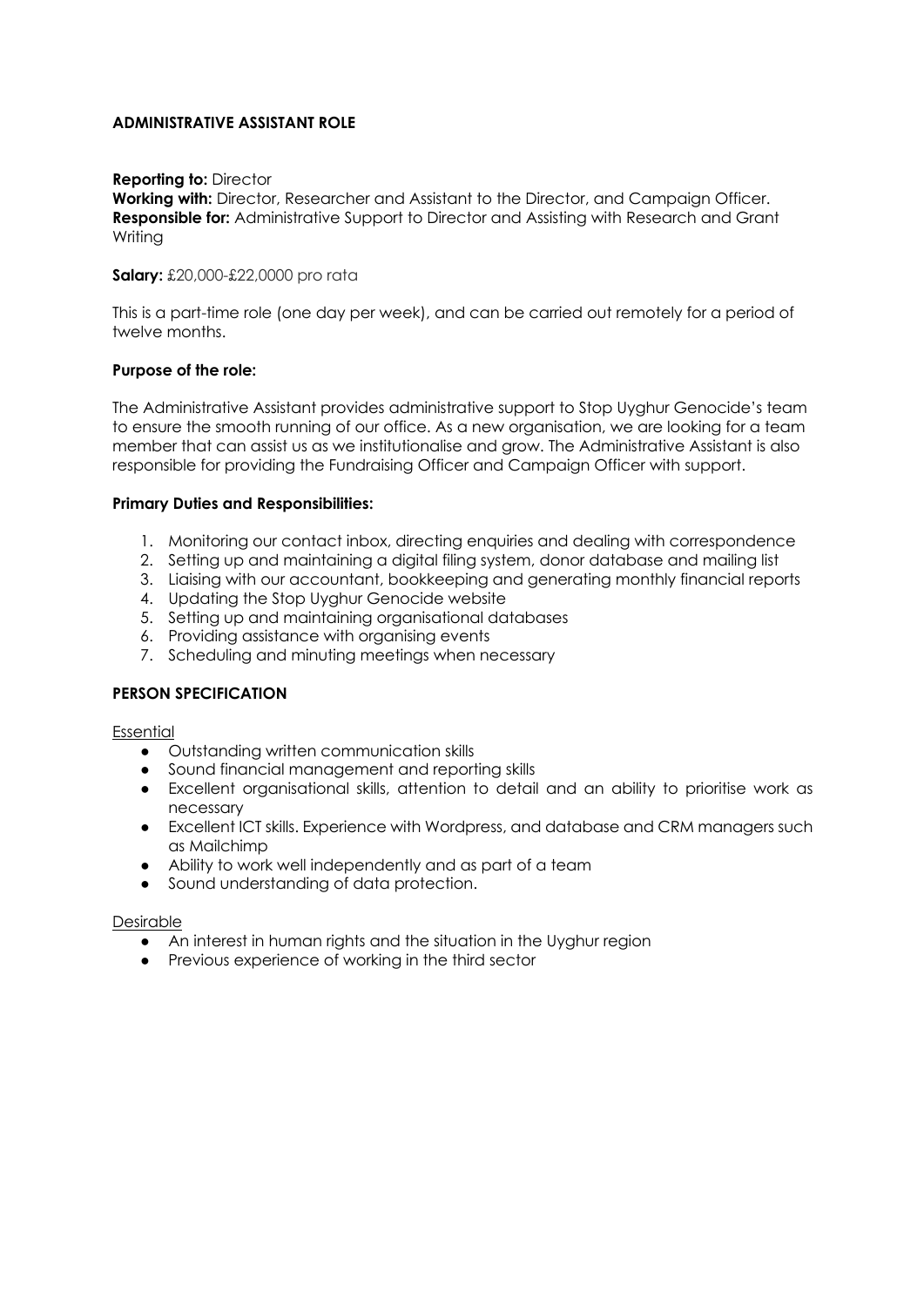**ADMINISTRATIVE ASSISTANT ROLE**

**Reporting to:** Director
**Working with:** Director, Researcher and Assistant to the Director, and Campaign Officer.
**Responsible for:** Administrative Support to Director and Assisting with Research and Grant Writing

**Salary:** £20,000-£22,0000 pro rata

This is a part-time role (one day per week), and can be carried out remotely for a period of twelve months.

**Purpose of the role:**

The Administrative Assistant provides administrative support to Stop Uyghur Genocide's team to ensure the smooth running of our office. As a new organisation, we are looking for a team member that can assist us as we institutionalise and grow. The Administrative Assistant is also responsible for providing the Fundraising Officer and Campaign Officer with support.

**Primary Duties and Responsibilities:**

1. Monitoring our contact inbox, directing enquiries and dealing with correspondence
2. Setting up and maintaining a digital filing system, donor database and mailing list
3. Liaising with our accountant, bookkeeping and generating monthly financial reports
4. Updating the Stop Uyghur Genocide website
5. Setting up and maintaining organisational databases
6. Providing assistance with organising events
7. Scheduling and minuting meetings when necessary

**PERSON SPECIFICATION**

<u>Essential</u>

- Outstanding written communication skills
- Sound financial management and reporting skills
- Excellent organisational skills, attention to detail and an ability to prioritise work as necessary
- Excellent ICT skills. Experience with Wordpress, and database and CRM managers such as Mailchimp
- Ability to work well independently and as part of a team
- Sound understanding of data protection.

<u>Desirable</u>

- An interest in human rights and the situation in the Uyghur region
- Previous experience of working in the third sector